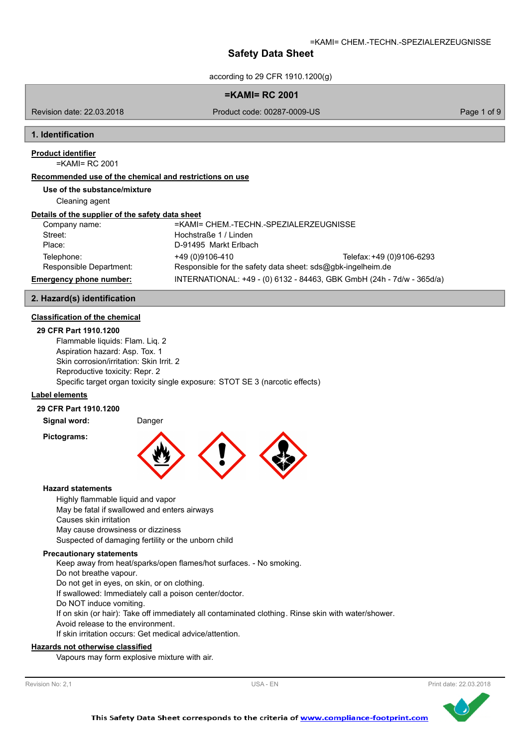# Safety Data Sheet

according to 29 CFR 1910.1200(g)

**=KAMI= RC 2001**

Revision date: 22.03.2018 | Product code: 00287-0009-US

## 1. Identification

**Product identifier**

=KAMI= RC 2001

**Recommended use of the chemical and restrictions on use**

**Use of the substance/mixture**

Cleaning agent

**Details of the supplier of the safety data sheet**

| | | |
|---|---|---|
| Company name: | =KAMI= CHEM.-TECHN.-SPEZIALERZEUGNISSE | |
| Street: | Hochstraße 1 / Linden | |
| Place: | D-91495 Markt Erlbach | |
| Telephone: | +49 (0)9106-410 | Telefax: +49 (0)9106-6293 |
| Responsible Department: | Responsible for the safety data sheet: sds@gbk-ingelheim.de | |

**Emergency phone number:** INTERNATIONAL: +49 - (0) 6132 - 84463, GBK GmbH (24h - 7d/w - 365d/a)

## 2. Hazard(s) identification

**Classification of the chemical**

**29 CFR Part 1910.1200**

Flammable liquids: Flam. Liq. 2
Aspiration hazard: Asp. Tox. 1
Skin corrosion/irritation: Skin Irrit. 2
Reproductive toxicity: Repr. 2
Specific target organ toxicity single exposure: STOT SE 3 (narcotic effects)

**Label elements**

**29 CFR Part 1910.1200**

**Signal word:** Danger

**Pictograms:**

**Hazard statements**

Highly flammable liquid and vapor
May be fatal if swallowed and enters airways
Causes skin irritation
May cause drowsiness or dizziness
Suspected of damaging fertility or the unborn child

**Precautionary statements**

Keep away from heat/sparks/open flames/hot surfaces. - No smoking.
Do not breathe vapour.
Do not get in eyes, on skin, or on clothing.
If swallowed: Immediately call a poison center/doctor.
Do NOT induce vomiting.
If on skin (or hair): Take off immediately all contaminated clothing. Rinse skin with water/shower.
Avoid release to the environment.
If skin irritation occurs: Get medical advice/attention.

**Hazards not otherwise classified**

Vapours may form explosive mixture with air.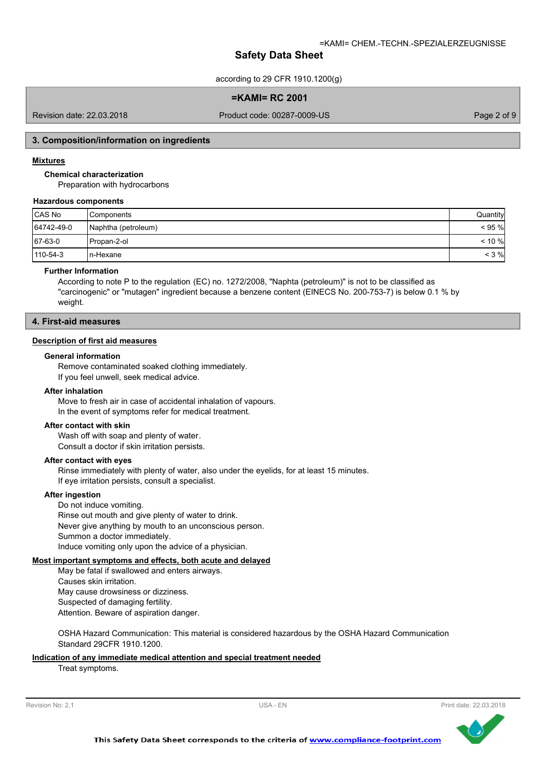## 3. Composition/information on ingredients

### Mixtures

**Chemical characterization**

Preparation with hydrocarbons

**Hazardous components**

| CAS No | Components | Quantity |
|---|---|---|
| 64742-49-0 | Naphtha (petroleum) | < 95 % |
| 67-63-0 | Propan-2-ol | < 10 % |
| 110-54-3 | n-Hexane | < 3 % |

**Further Information**

According to note P to the regulation (EC) no. 1272/2008, "Naptha (petroleum)" is not to be classified as "carcinogenic" or "mutagen" ingredient because a benzene content (EINECS No. 200-753-7) is below 0.1 % by weight.

## 4. First-aid measures

### Description of first aid measures

**General information**

Remove contaminated soaked clothing immediately.
If you feel unwell, seek medical advice.

**After inhalation**

Move to fresh air in case of accidental inhalation of vapours.
In the event of symptoms refer for medical treatment.

**After contact with skin**

Wash off with soap and plenty of water.
Consult a doctor if skin irritation persists.

**After contact with eyes**

Rinse immediately with plenty of water, also under the eyelids, for at least 15 minutes.
If eye irritation persists, consult a specialist.

**After ingestion**

Do not induce vomiting.
Rinse out mouth and give plenty of water to drink.
Never give anything by mouth to an unconscious person.
Summon a doctor immediately.
Induce vomiting only upon the advice of a physician.

### Most important symptoms and effects, both acute and delayed

May be fatal if swallowed and enters airways.
Causes skin irritation.
May cause drowsiness or dizziness.
Suspected of damaging fertility.
Attention. Beware of aspiration danger.

OSHA Hazard Communication: This material is considered hazardous by the OSHA Hazard Communication Standard 29CFR 1910.1200.

### Indication of any immediate medical attention and special treatment needed

Treat symptoms.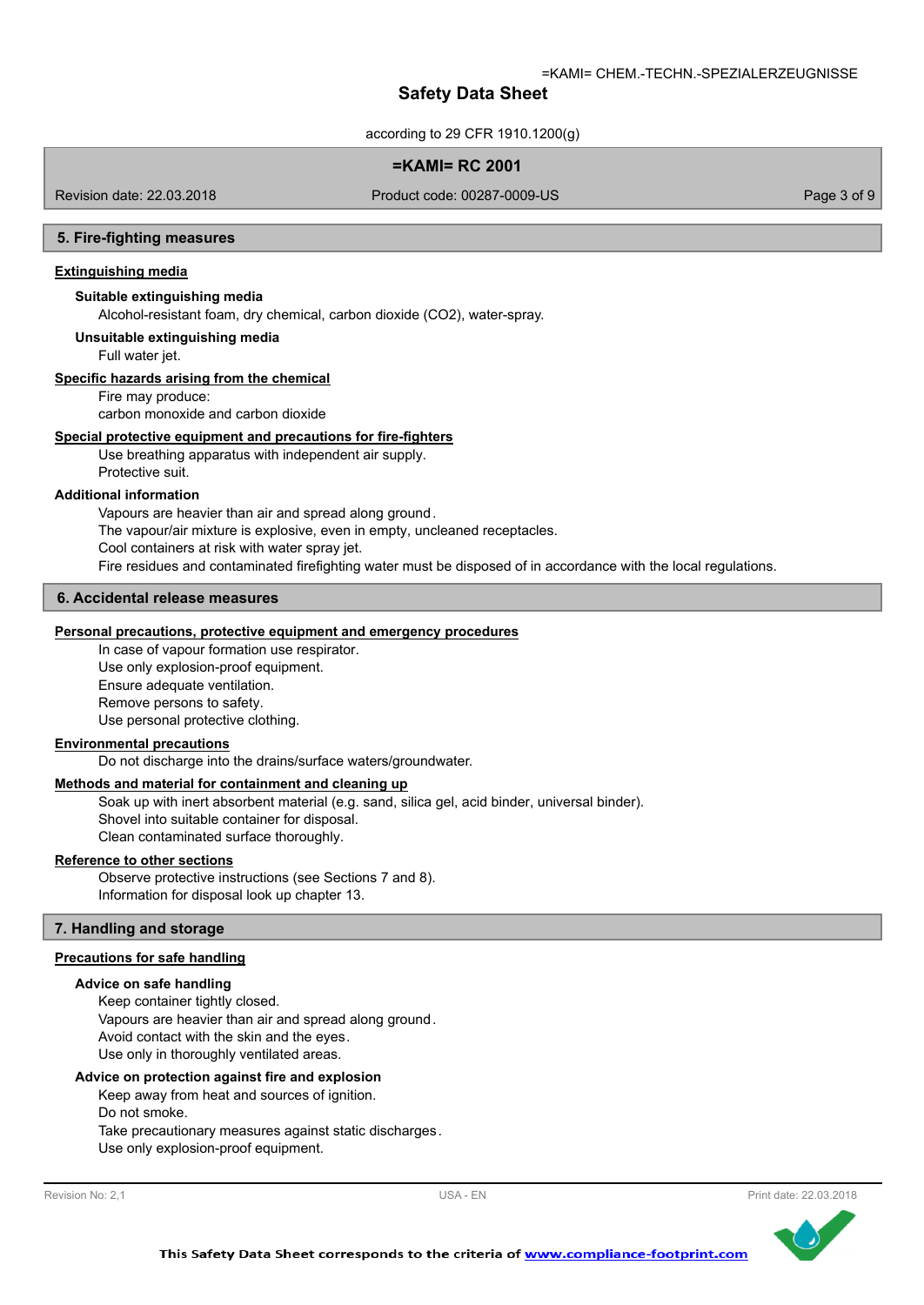## 5. Fire-fighting measures

### Extinguishing media

**Suitable extinguishing media**

Alcohol-resistant foam, dry chemical, carbon dioxide ($CO_2$), water-spray.

**Unsuitable extinguishing media**

Full water jet.

### Specific hazards arising from the chemical

Fire may produce:
carbon monoxide and carbon dioxide

### Special protective equipment and precautions for fire-fighters

Use breathing apparatus with independent air supply.
Protective suit.

**Additional information**

Vapours are heavier than air and spread along ground.
The vapour/air mixture is explosive, even in empty, uncleaned receptacles.
Cool containers at risk with water spray jet.
Fire residues and contaminated firefighting water must be disposed of in accordance with the local regulations.

## 6. Accidental release measures

### Personal precautions, protective equipment and emergency procedures

In case of vapour formation use respirator.
Use only explosion-proof equipment.
Ensure adequate ventilation.
Remove persons to safety.
Use personal protective clothing.

### Environmental precautions

Do not discharge into the drains/surface waters/groundwater.

### Methods and material for containment and cleaning up

Soak up with inert absorbent material (e.g. sand, silica gel, acid binder, universal binder).
Shovel into suitable container for disposal.
Clean contaminated surface thoroughly.

### Reference to other sections

Observe protective instructions (see Sections 7 and 8).
Information for disposal look up chapter 13.

## 7. Handling and storage

### Precautions for safe handling

**Advice on safe handling**

Keep container tightly closed.
Vapours are heavier than air and spread along ground.
Avoid contact with the skin and the eyes.
Use only in thoroughly ventilated areas.

**Advice on protection against fire and explosion**

Keep away from heat and sources of ignition.
Do not smoke.
Take precautionary measures against static discharges.
Use only explosion-proof equipment.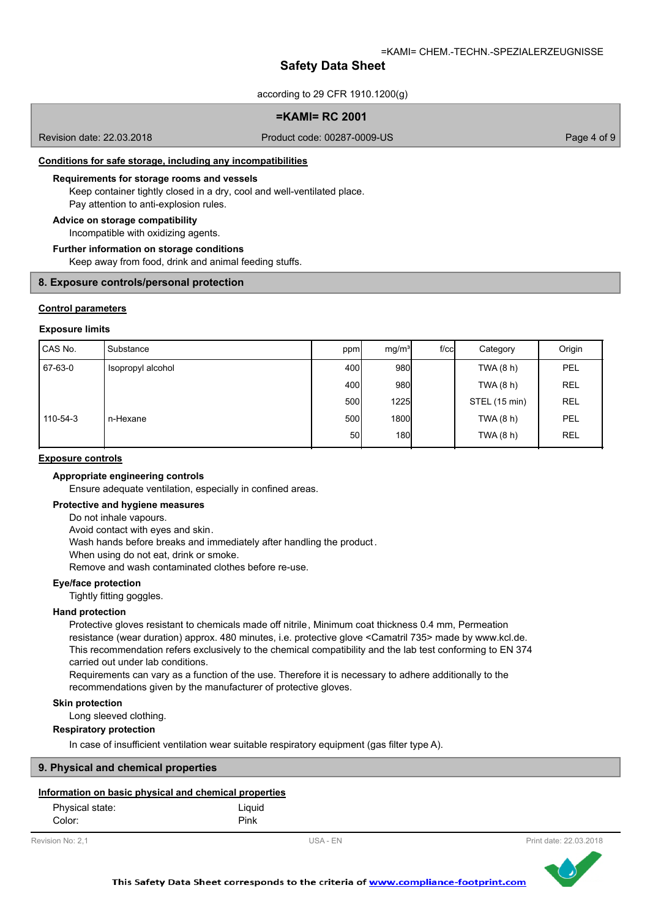### Conditions for safe storage, including any incompatibilities

**Requirements for storage rooms and vessels**

Keep container tightly closed in a dry, cool and well-ventilated place.
Pay attention to anti-explosion rules.

**Advice on storage compatibility**

Incompatible with oxidizing agents.

**Further information on storage conditions**

Keep away from food, drink and animal feeding stuffs.

## 8. Exposure controls/personal protection

### Control parameters

**Exposure limits**

| CAS No. | Substance | ppm | mg/m³ | f/cc | Category | Origin |
|---|---|---|---|---|---|---|
| 67-63-0 | Isopropyl alcohol | 400 | 980 | | TWA (8 h) | PEL |
| | | 400 | 980 | | TWA (8 h) | REL |
| | | 500 | 1225 | | STEL (15 min) | REL |
| 110-54-3 | n-Hexane | 500 | 1800 | | TWA (8 h) | PEL |
| | | 50 | 180 | | TWA (8 h) | REL |

### Exposure controls

**Appropriate engineering controls**

Ensure adequate ventilation, especially in confined areas.

**Protective and hygiene measures**

Do not inhale vapours.
Avoid contact with eyes and skin.
Wash hands before breaks and immediately after handling the product.
When using do not eat, drink or smoke.
Remove and wash contaminated clothes before re-use.

**Eye/face protection**

Tightly fitting goggles.

**Hand protection**

Protective gloves resistant to chemicals made off nitrile, Minimum coat thickness 0.4 mm, Permeation resistance (wear duration) approx. 480 minutes, i.e. protective glove <Camatril 735> made by www.kcl.de.
This recommendation refers exclusively to the chemical compatibility and the lab test conforming to EN 374 carried out under lab conditions.
Requirements can vary as a function of the use. Therefore it is necessary to adhere additionally to the recommendations given by the manufacturer of protective gloves.

**Skin protection**

Long sleeved clothing.

**Respiratory protection**

In case of insufficient ventilation wear suitable respiratory equipment (gas filter type A).

## 9. Physical and chemical properties

### Information on basic physical and chemical properties

| | |
|---|---|
| Physical state: | Liquid |
| Color: | Pink |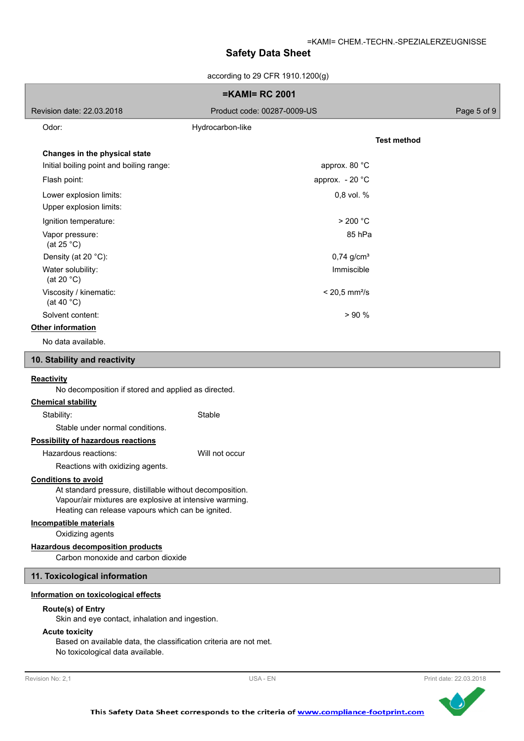| | | |
|---|---|---|
| Odor: | Hydrocarbon-like | |
| | | **Test method** |

**Changes in the physical state**

| | | |
|---|---|---|
| Initial boiling point and boiling range: | approx. 80 °C | |
| Flash point: | approx. - 20 °C | |
| Lower explosion limits: | 0,8 vol. % | |
| Upper explosion limits: | | |
| Ignition temperature: | > 200 °C | |
| Vapor pressure: (at 25 °C) | 85 hPa | |
| Density (at 20 °C): | 0,74 g/cm³ | |
| Water solubility: (at 20 °C) | Immiscible | |
| Viscosity / kinematic: (at 40 °C) | < 20,5 mm²/s | |
| Solvent content: | > 90 % | |

**Other information**

No data available.

## 10. Stability and reactivity

**Reactivity**

No decomposition if stored and applied as directed.

**Chemical stability**

Stability: Stable

Stable under normal conditions.

**Possibility of hazardous reactions**

Hazardous reactions: Will not occur

Reactions with oxidizing agents.

**Conditions to avoid**

At standard pressure, distillable without decomposition.
Vapour/air mixtures are explosive at intensive warming.
Heating can release vapours which can be ignited.

**Incompatible materials**

Oxidizing agents

**Hazardous decomposition products**

Carbon monoxide and carbon dioxide

## 11. Toxicological information

**Information on toxicological effects**

**Route(s) of Entry**

Skin and eye contact, inhalation and ingestion.

**Acute toxicity**

Based on available data, the classification criteria are not met.
No toxicological data available.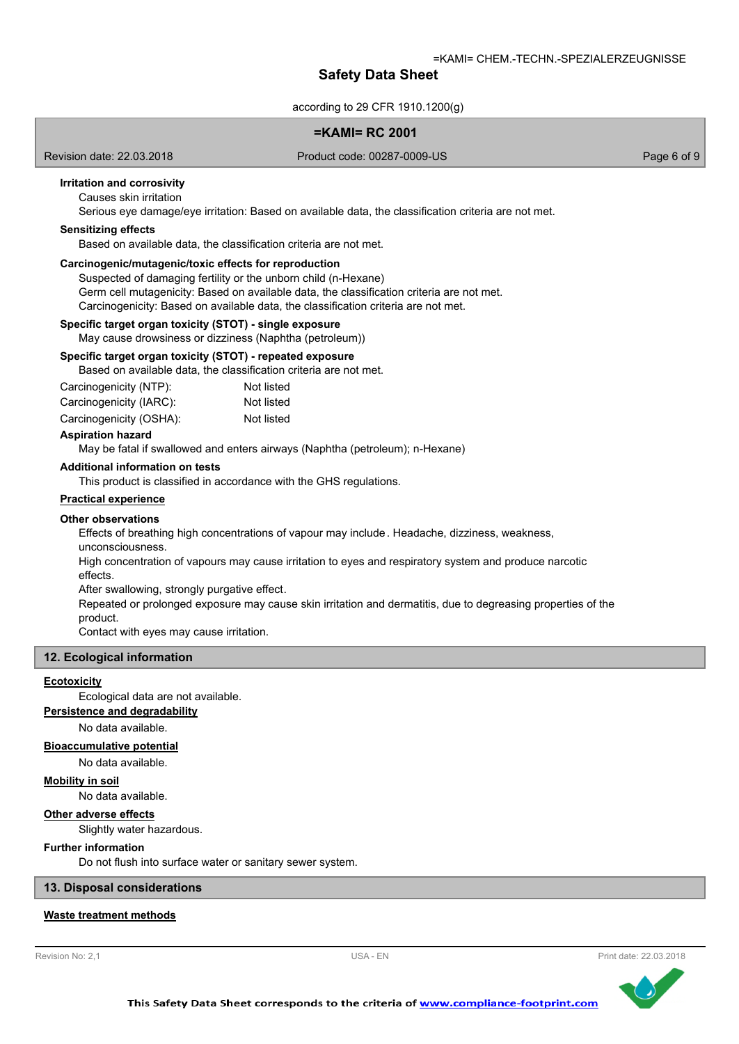**Irritation and corrosivity**

Causes skin irritation

Serious eye damage/eye irritation: Based on available data, the classification criteria are not met.

**Sensitizing effects**

Based on available data, the classification criteria are not met.

**Carcinogenic/mutagenic/toxic effects for reproduction**

Suspected of damaging fertility or the unborn child (n-Hexane)

Germ cell mutagenicity: Based on available data, the classification criteria are not met.

Carcinogenicity: Based on available data, the classification criteria are not met.

**Specific target organ toxicity (STOT) - single exposure**

May cause drowsiness or dizziness (Naphtha (petroleum))

**Specific target organ toxicity (STOT) - repeated exposure**

Based on available data, the classification criteria are not met.

| | |
|---|---|
| Carcinogenicity (NTP): | Not listed |
| Carcinogenicity (IARC): | Not listed |
| Carcinogenicity (OSHA): | Not listed |

**Aspiration hazard**

May be fatal if swallowed and enters airways (Naphtha (petroleum); n-Hexane)

**Additional information on tests**

This product is classified in accordance with the GHS regulations.

**Practical experience**

**Other observations**

Effects of breathing high concentrations of vapour may include. Headache, dizziness, weakness, unconsciousness.

High concentration of vapours may cause irritation to eyes and respiratory system and produce narcotic effects.

After swallowing, strongly purgative effect.

Repeated or prolonged exposure may cause skin irritation and dermatitis, due to degreasing properties of the product.

Contact with eyes may cause irritation.

## 12. Ecological information

**Ecotoxicity**

Ecological data are not available.

**Persistence and degradability**

No data available.

**Bioaccumulative potential**

No data available.

**Mobility in soil**

No data available.

**Other adverse effects**

Slightly water hazardous.

**Further information**

Do not flush into surface water or sanitary sewer system.

## 13. Disposal considerations

**Waste treatment methods**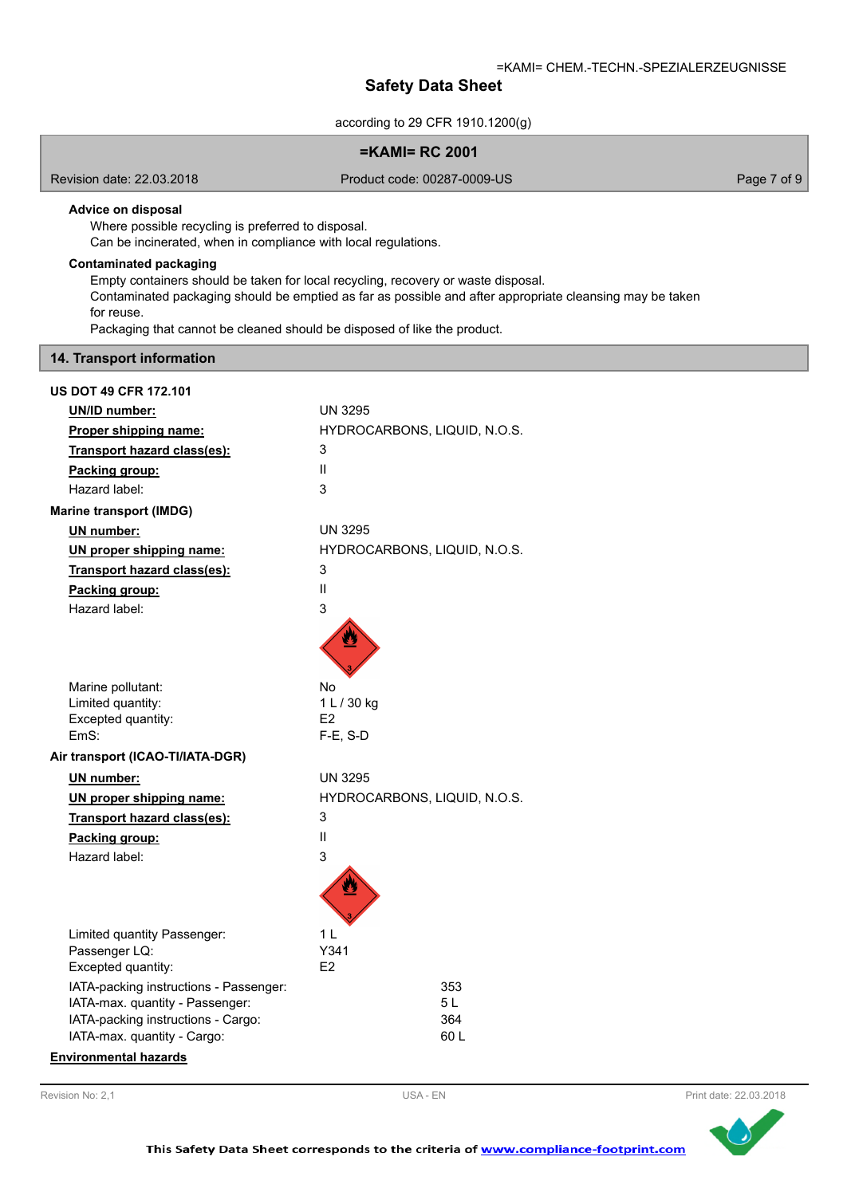**Advice on disposal**

Where possible recycling is preferred to disposal.
Can be incinerated, when in compliance with local regulations.

**Contaminated packaging**

Empty containers should be taken for local recycling, recovery or waste disposal.
Contaminated packaging should be emptied as far as possible and after appropriate cleansing may be taken for reuse.
Packaging that cannot be cleaned should be disposed of like the product.

## 14. Transport information

**US DOT 49 CFR 172.101**

| | |
|---|---|
| **UN/ID number:** | UN 3295 |
| **Proper shipping name:** | HYDROCARBONS, LIQUID, N.O.S. |
| **Transport hazard class(es):** | 3 |
| **Packing group:** | II |
| Hazard label: | 3 |

**Marine transport (IMDG)**

| | |
|---|---|
| **UN number:** | UN 3295 |
| **UN proper shipping name:** | HYDROCARBONS, LIQUID, N.O.S. |
| **Transport hazard class(es):** | 3 |
| **Packing group:** | II |
| Hazard label: | 3 |
| Marine pollutant: | No |
| Limited quantity: | 1 L / 30 kg |
| Excepted quantity: | E2 |
| EmS: | F-E, S-D |

**Air transport (ICAO-TI/IATA-DGR)**

| | |
|---|---|
| **UN number:** | UN 3295 |
| **UN proper shipping name:** | HYDROCARBONS, LIQUID, N.O.S. |
| **Transport hazard class(es):** | 3 |
| **Packing group:** | II |
| Hazard label: | 3 |
| Limited quantity Passenger: | 1 L |
| Passenger LQ: | Y341 |
| Excepted quantity: | E2 |
| IATA-packing instructions - Passenger: | 353 |
| IATA-max. quantity - Passenger: | 5 L |
| IATA-packing instructions - Cargo: | 364 |
| IATA-max. quantity - Cargo: | 60 L |

**Environmental hazards**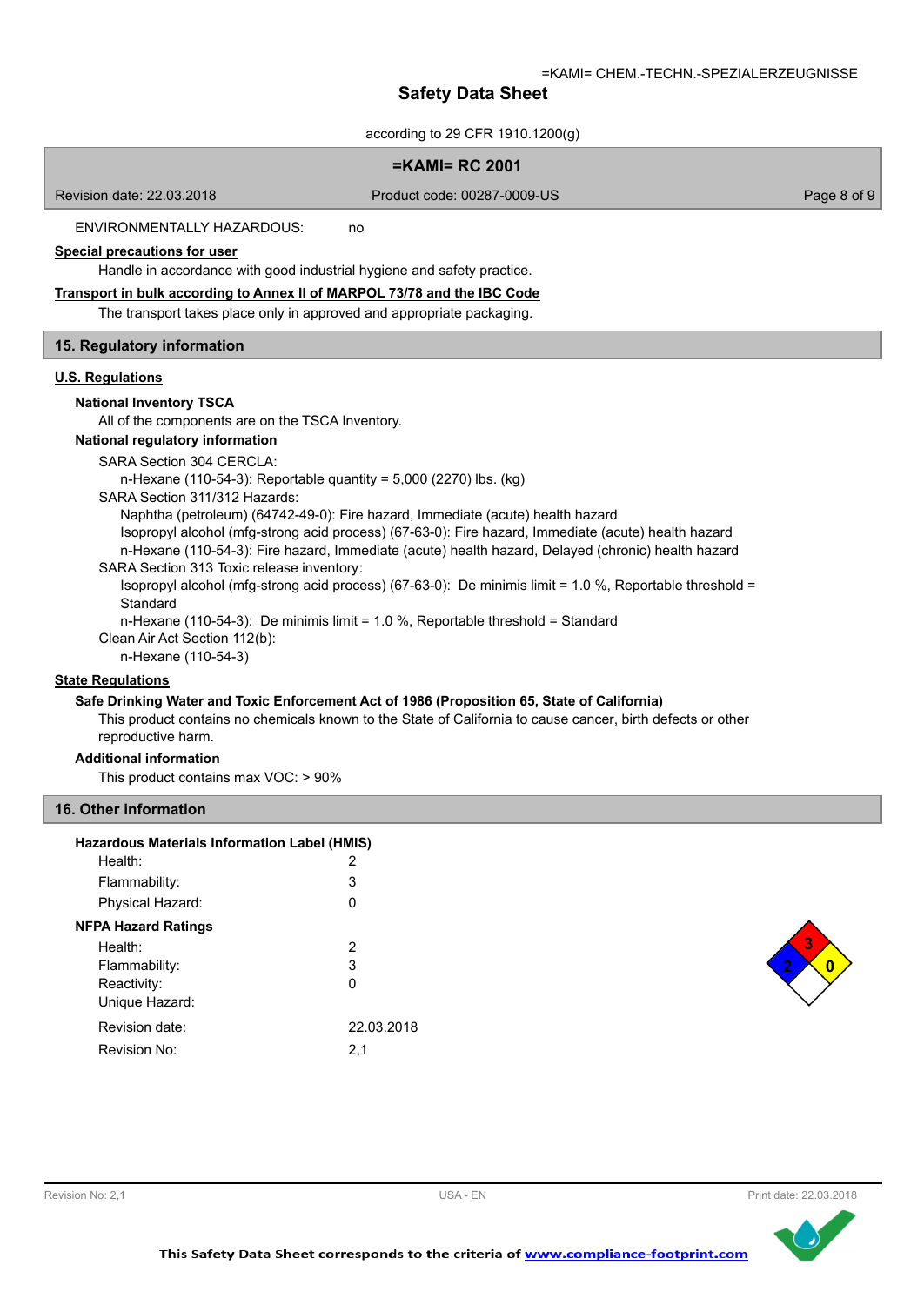ENVIRONMENTALLY HAZARDOUS: no

**Special precautions for user**

Handle in accordance with good industrial hygiene and safety practice.

**Transport in bulk according to Annex II of MARPOL 73/78 and the IBC Code**

The transport takes place only in approved and appropriate packaging.

## 15. Regulatory information

**U.S. Regulations**

**National Inventory TSCA**

All of the components are on the TSCA Inventory.

**National regulatory information**

SARA Section 304 CERCLA:

n-Hexane (110-54-3): Reportable quantity = 5,000 (2270) lbs. (kg)

SARA Section 311/312 Hazards:

Naphtha (petroleum) (64742-49-0): Fire hazard, Immediate (acute) health hazard
Isopropyl alcohol (mfg-strong acid process) (67-63-0): Fire hazard, Immediate (acute) health hazard
n-Hexane (110-54-3): Fire hazard, Immediate (acute) health hazard, Delayed (chronic) health hazard

SARA Section 313 Toxic release inventory:

Isopropyl alcohol (mfg-strong acid process) (67-63-0): De minimis limit = 1.0 %, Reportable threshold = Standard
n-Hexane (110-54-3): De minimis limit = 1.0 %, Reportable threshold = Standard

Clean Air Act Section 112(b):

n-Hexane (110-54-3)

**State Regulations**

**Safe Drinking Water and Toxic Enforcement Act of 1986 (Proposition 65, State of California)**

This product contains no chemicals known to the State of California to cause cancer, birth defects or other reproductive harm.

**Additional information**

This product contains max VOC: > 90%

## 16. Other information

**Hazardous Materials Information Label (HMIS)**

| | |
|---|---|
| Health: | 2 |
| Flammability: | 3 |
| Physical Hazard: | 0 |

**NFPA Hazard Ratings**

| | |
|---|---|
| Health: | 2 |
| Flammability: | 3 |
| Reactivity: | 0 |
| Unique Hazard: | |

| | |
|---|---|
| Revision date: | 22.03.2018 |
| Revision No: | 2,1 |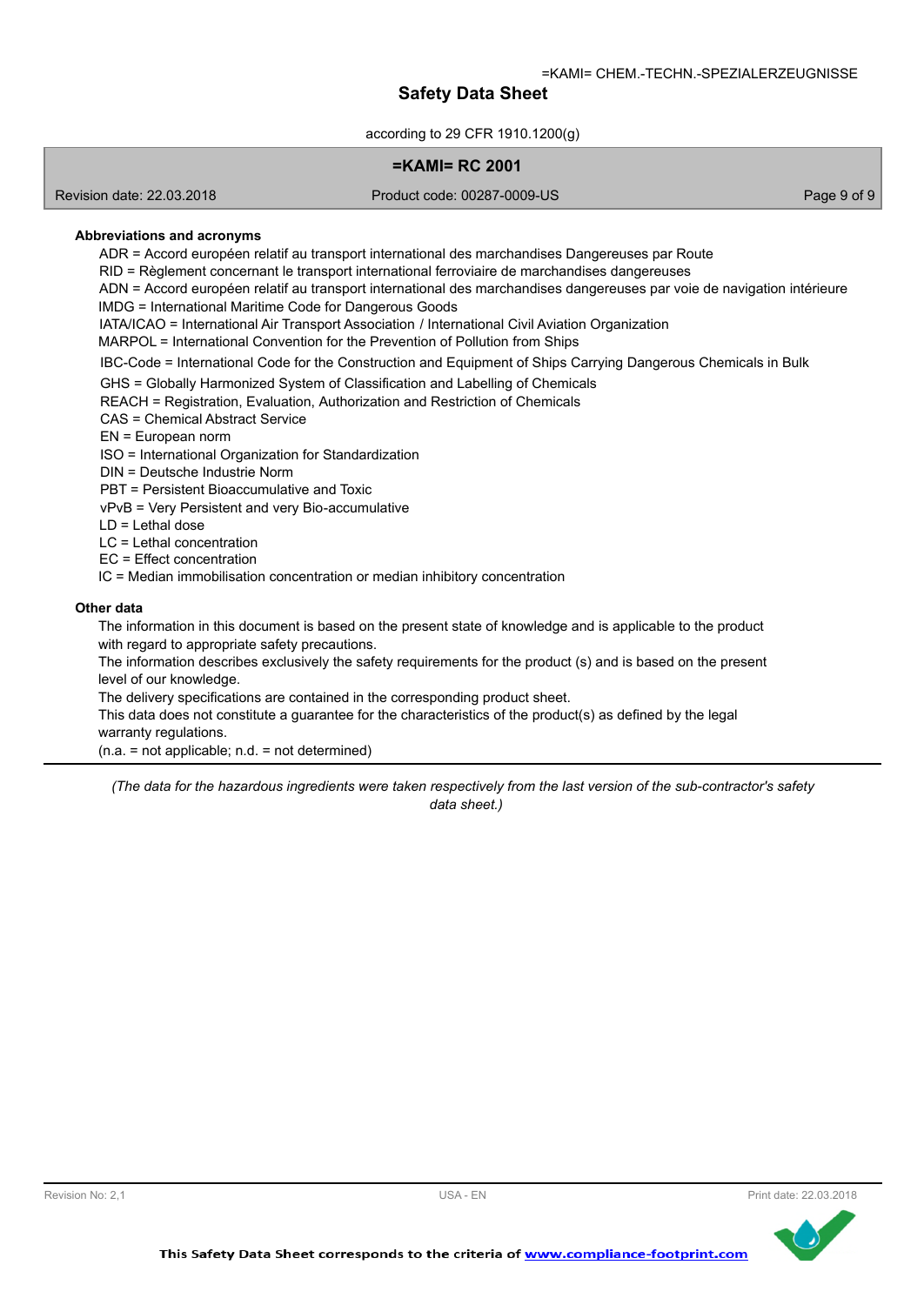### Abbreviations and acronyms

ADR = Accord européen relatif au transport international des marchandises Dangereuses par Route
RID = Règlement concernant le transport international ferroviaire de marchandises dangereuses
ADN = Accord européen relatif au transport international des marchandises dangereuses par voie de navigation intérieure
IMDG = International Maritime Code for Dangerous Goods
IATA/ICAO = International Air Transport Association / International Civil Aviation Organization
MARPOL = International Convention for the Prevention of Pollution from Ships
IBC-Code = International Code for the Construction and Equipment of Ships Carrying Dangerous Chemicals in Bulk
GHS = Globally Harmonized System of Classification and Labelling of Chemicals
REACH = Registration, Evaluation, Authorization and Restriction of Chemicals
CAS = Chemical Abstract Service
EN = European norm
ISO = International Organization for Standardization
DIN = Deutsche Industrie Norm
PBT = Persistent Bioaccumulative and Toxic
vPvB = Very Persistent and very Bio-accumulative
LD = Lethal dose
LC = Lethal concentration
EC = Effect concentration
IC = Median immobilisation concentration or median inhibitory concentration

### Other data

The information in this document is based on the present state of knowledge and is applicable to the product with regard to appropriate safety precautions.
The information describes exclusively the safety requirements for the product (s) and is based on the present level of our knowledge.
The delivery specifications are contained in the corresponding product sheet.
This data does not constitute a guarantee for the characteristics of the product(s) as defined by the legal warranty regulations.
(n.a. = not applicable; n.d. = not determined)

---

*(The data for the hazardous ingredients were taken respectively from the last version of the sub-contractor's safety data sheet.)*

**This Safety Data Sheet corresponds to the criteria of [www.compliance-footprint.com](http://www.compliance-footprint.com)**